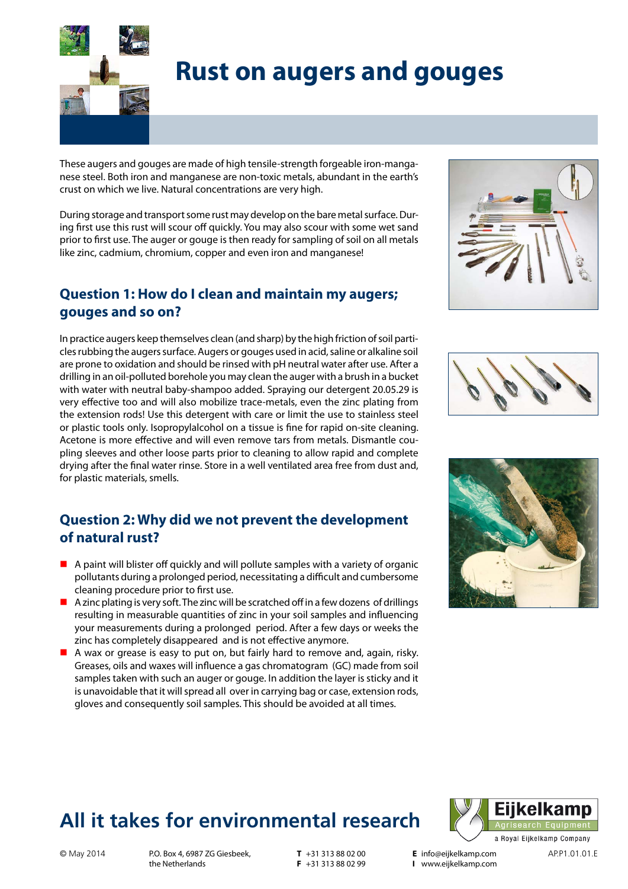# Rust on augers and gouges

These augers and gouges are made of high tensile-strength forgeable iron-manganese steel. Both iron and manganese are non-toxic metals, abundant in the earth's crust on which we live. Natural concentrations are very high.

During storage and transport some rust may develop on the bare metal surface. During first use this rust will scour off quickly. You may also scour with some wet sand prior to first use. The auger or gouge is then ready for sampling of soil on all metals like zinc, cadmium, chromium, copper and even iron and manganese!

## Question 1: How do I clean and maintain my augers; gouges and so on?

In practice augers keep themselves clean (and sharp) by the high friction of soil particles rubbing the augers surface. Augers or gouges used in acid, saline or alkaline soil are prone to oxidation and should be rinsed with pH neutral water after use. After a drilling in an oil-polluted borehole you may clean the auger with a brush in a bucket with water with neutral baby-shampoo added. Spraying our detergent 20.05.29 is very effective too and will also mobilize trace-metals, even the zinc plating from the extension rods! Use this detergent with care or limit the use to stainless steel or plastic tools only. Isopropylalcohol on a tissue is fine for rapid on-site cleaning. Acetone is more effective and will even remove tars from metals. Dismantle coupling sleeves and other loose parts prior to cleaning to allow rapid and complete drying after the final water rinse. Store in a well ventilated area free from dust and, for plastic materials, smells.

## Question 2: Why did we not prevent the development of natural rust?

- A paint will blister off quickly and will pollute samples with a variety of organic pollutants during a prolonged period, necessitating a difficult and cumbersome cleaning procedure prior to first use.
- A zinc plating is very soft. The zinc will be scratched off in a few dozens of drillings resulting in measurable quantities of zinc in your soil samples and influencing your measurements during a prolonged period. After a few days or weeks the zinc has completely disappeared and is not effective anymore.
- A wax or grease is easy to put on, but fairly hard to remove and, again, risky. Greases, oils and waxes will influence a gas chromatogram (GC) made from soil samples taken with such an auger or gouge. In addition the layer is sticky and it is unavoidable that it will spread all over in carrying bag or case, extension rods, gloves and consequently soil samples. This should be avoided at all times.

## All it takes for environmental research

Eijkelkamp Agrisearch Equipment – a Royal Eijkelkamp Company

© May 2014 | P.O. Box 4, 6987 ZG Giesbeek, the Netherlands | T +31 313 88 02 00 | F +31 313 88 02 99 | E info@eijkelkamp.com | I www.eijkelkamp.com | AP.P1.01.01.E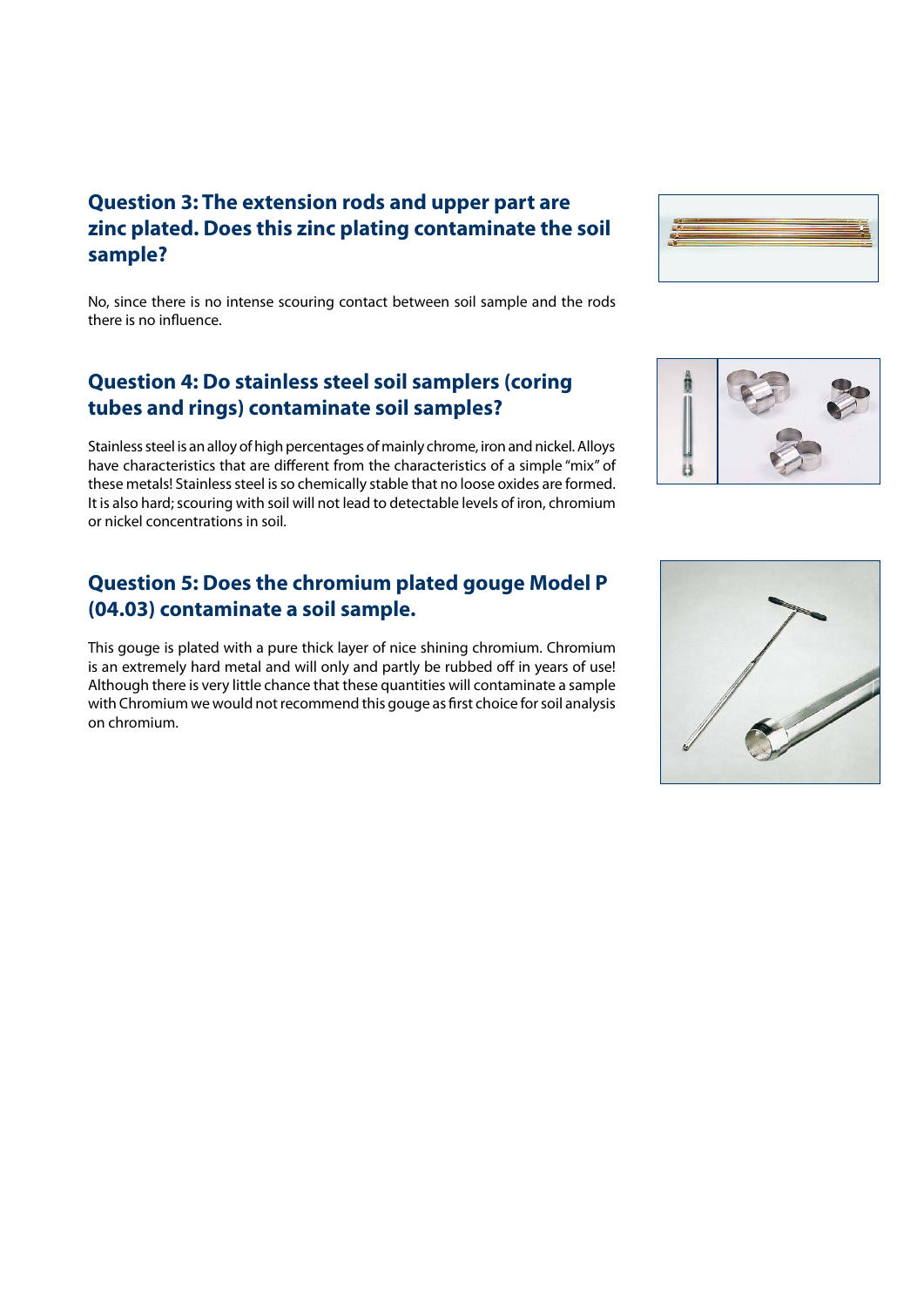## Question 3: The extension rods and upper part are zinc plated. Does this zinc plating contaminate the soil sample?

No, since there is no intense scouring contact between soil sample and the rods there is no influence.

## Question 4: Do stainless steel soil samplers (coring tubes and rings) contaminate soil samples?

Stainless steel is an alloy of high percentages of mainly chrome, iron and nickel. Alloys have characteristics that are different from the characteristics of a simple "mix" of these metals! Stainless steel is so chemically stable that no loose oxides are formed. It is also hard; scouring with soil will not lead to detectable levels of iron, chromium or nickel concentrations in soil.

## Question 5: Does the chromium plated gouge Model P (04.03) contaminate a soil sample.

This gouge is plated with a pure thick layer of nice shining chromium. Chromium is an extremely hard metal and will only and partly be rubbed off in years of use! Although there is very little chance that these quantities will contaminate a sample with Chromium we would not recommend this gouge as first choice for soil analysis on chromium.